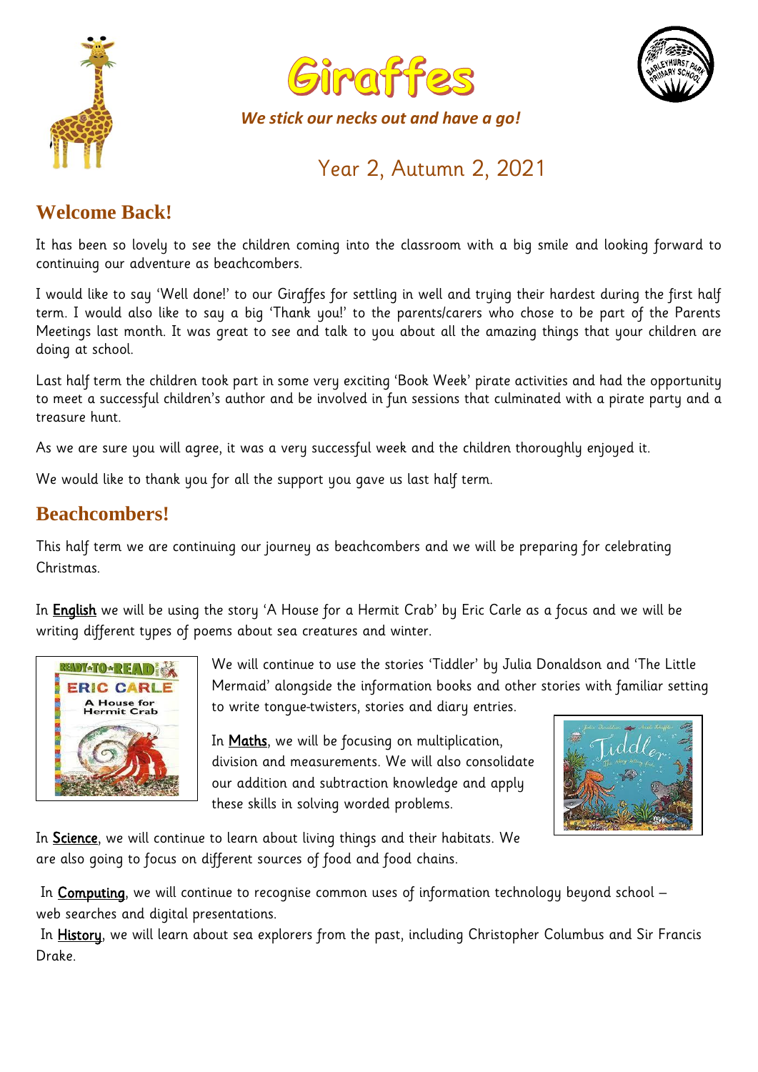# Giraffes

***We stick our necks out and have a go!***

Year 2, Autumn 2, 2021

## Welcome Back!

It has been so lovely to see the children coming into the classroom with a big smile and looking forward to continuing our adventure as beachcombers.

I would like to say 'Well done!' to our Giraffes for settling in well and trying their hardest during the first half term. I would also like to say a big 'Thank you!' to the parents/carers who chose to be part of the Parents Meetings last month. It was great to see and talk to you about all the amazing things that your children are doing at school.

Last half term the children took part in some very exciting 'Book Week' pirate activities and had the opportunity to meet a successful children's author and be involved in fun sessions that culminated with a pirate party and a treasure hunt.

As we are sure you will agree, it was a very successful week and the children thoroughly enjoyed it.

We would like to thank you for all the support you gave us last half term.

## Beachcombers!

This half term we are continuing our journey as beachcombers and we will be preparing for celebrating Christmas.

In English we will be using the story 'A House for a Hermit Crab' by Eric Carle as a focus and we will be writing different types of poems about sea creatures and winter.

We will continue to use the stories 'Tiddler' by Julia Donaldson and 'The Little Mermaid' alongside the information books and other stories with familiar setting to write tongue-twisters, stories and diary entries.

In Maths, we will be focusing on multiplication, division and measurements. We will also consolidate our addition and subtraction knowledge and apply these skills in solving worded problems.

In Science, we will continue to learn about living things and their habitats. We are also going to focus on different sources of food and food chains.

In Computing, we will continue to recognise common uses of information technology beyond school – web searches and digital presentations.

In History, we will learn about sea explorers from the past, including Christopher Columbus and Sir Francis Drake.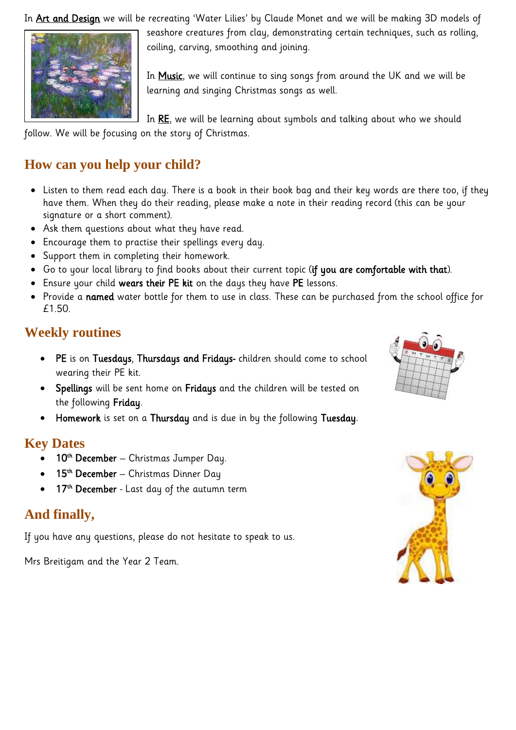In **Art and Design** we will be recreating 'Water Lilies' by Claude Monet and we will be making 3D models of seashore creatures from clay, demonstrating certain techniques, such as rolling, coiling, carving, smoothing and joining.

In **Music**, we will continue to sing songs from around the UK and we will be learning and singing Christmas songs as well.

In **RE**, we will be learning about symbols and talking about who we should follow. We will be focusing on the story of Christmas.

## How can you help your child?

- Listen to them read each day. There is a book in their book bag and their key words are there too, if they have them. When they do their reading, please make a note in their reading record (this can be your signature or a short comment).
- Ask them questions about what they have read.
- Encourage them to practise their spellings every day.
- Support them in completing their homework.
- Go to your local library to find books about their current topic (**if you are comfortable with that**).
- Ensure your child **wears their PE kit** on the days they have **PE** lessons.
- Provide a **named** water bottle for them to use in class. These can be purchased from the school office for £1.50.

## Weekly routines

- **PE** is on **Tuesdays**, **Thursdays and Fridays-** children should come to school wearing their PE kit.
- **Spellings** will be sent home on **Fridays** and the children will be tested on the following **Friday**.
- **Homework** is set on a **Thursday** and is due in by the following **Tuesday**.

## Key Dates

- **10th December** – Christmas Jumper Day.
- **15th December** – Christmas Dinner Day
- **17th December** - Last day of the autumn term

## And finally,

If you have any questions, please do not hesitate to speak to us.

Mrs Breitigam and the Year 2 Team.